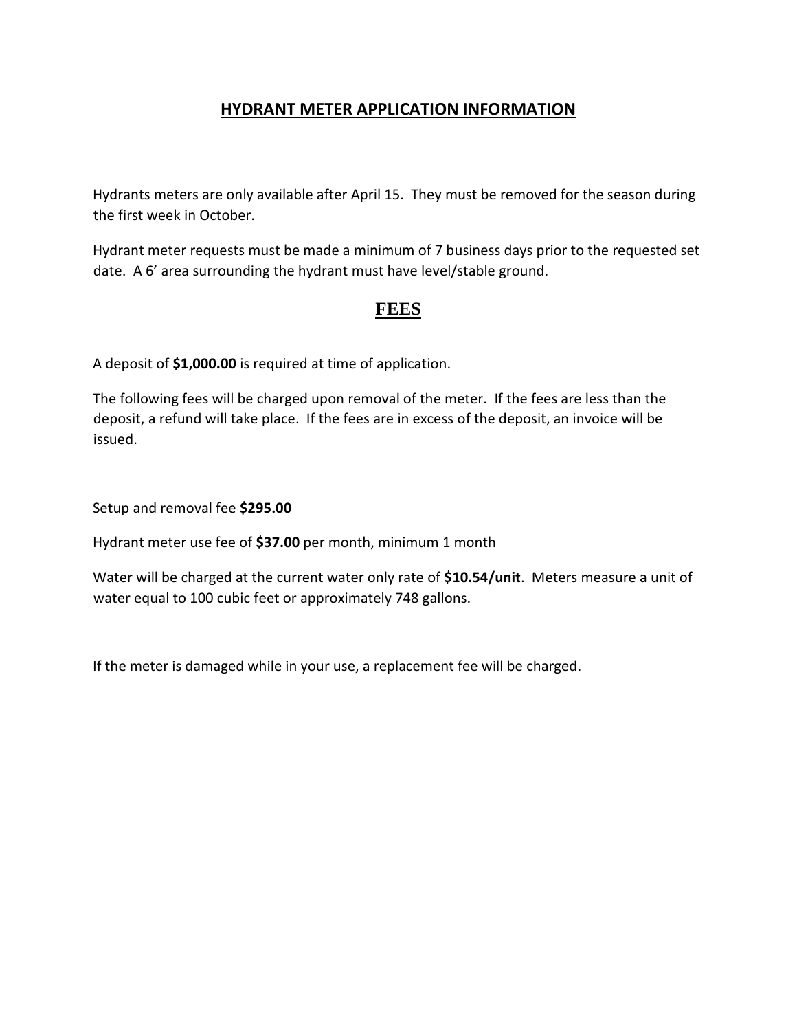# HYDRANT METER APPLICATION INFORMATION

Hydrants meters are only available after April 15. They must be removed for the season during the first week in October.

Hydrant meter requests must be made a minimum of 7 business days prior to the requested set date. A 6' area surrounding the hydrant must have level/stable ground.

## FEES

A deposit of **$1,000.00** is required at time of application.

The following fees will be charged upon removal of the meter. If the fees are less than the deposit, a refund will take place. If the fees are in excess of the deposit, an invoice will be issued.

Setup and removal fee **$295.00**

Hydrant meter use fee of **$37.00** per month, minimum 1 month

Water will be charged at the current water only rate of **$10.54/unit**. Meters measure a unit of water equal to 100 cubic feet or approximately 748 gallons.

If the meter is damaged while in your use, a replacement fee will be charged.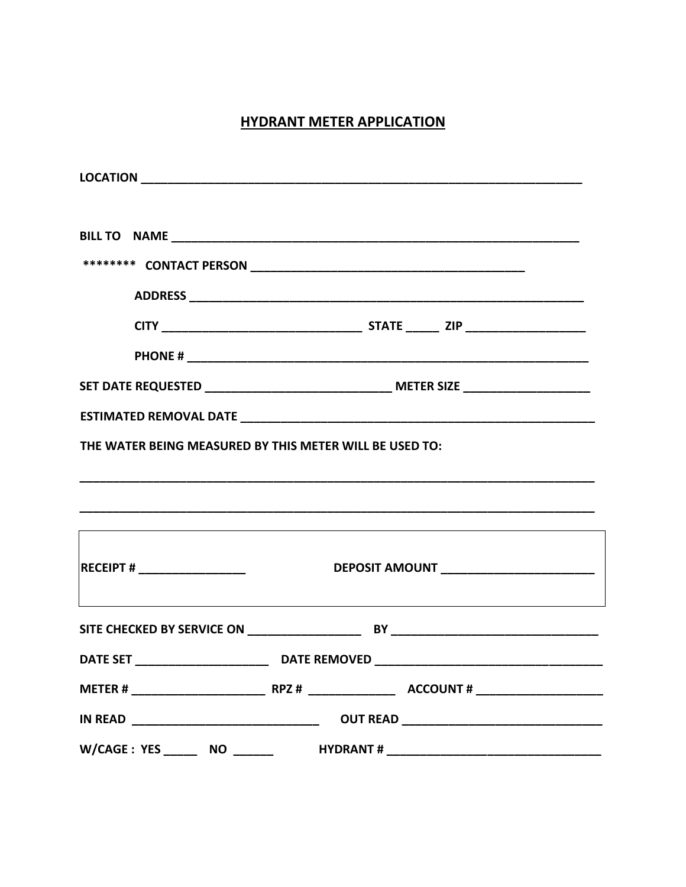# HYDRANT METER APPLICATION

LOCATION ___________________________________________________________________

BILL TO NAME ______________________________________________________________

******** CONTACT PERSON __________________________________________

ADDRESS ____________________________________________________________

CITY ______________________________ STATE _____ ZIP __________________

PHONE # ____________________________________________________________

SET DATE REQUESTED ____________________________ METER SIZE ___________________

ESTIMATED REMOVAL DATE ______________________________________________________

THE WATER BEING MEASURED BY THIS METER WILL BE USED TO:

_____________________________________________________________________________

_____________________________________________________________________________

RECEIPT # ________________ DEPOSIT AMOUNT _______________________

SITE CHECKED BY SERVICE ON _________________ BY _______________________________

DATE SET ____________________ DATE REMOVED __________________________________

METER # ____________________ RPZ # _____________ ACCOUNT # ___________________

IN READ ____________________________ OUT READ ______________________________

W/CAGE : YES _____ NO ______ HYDRANT # ________________________________